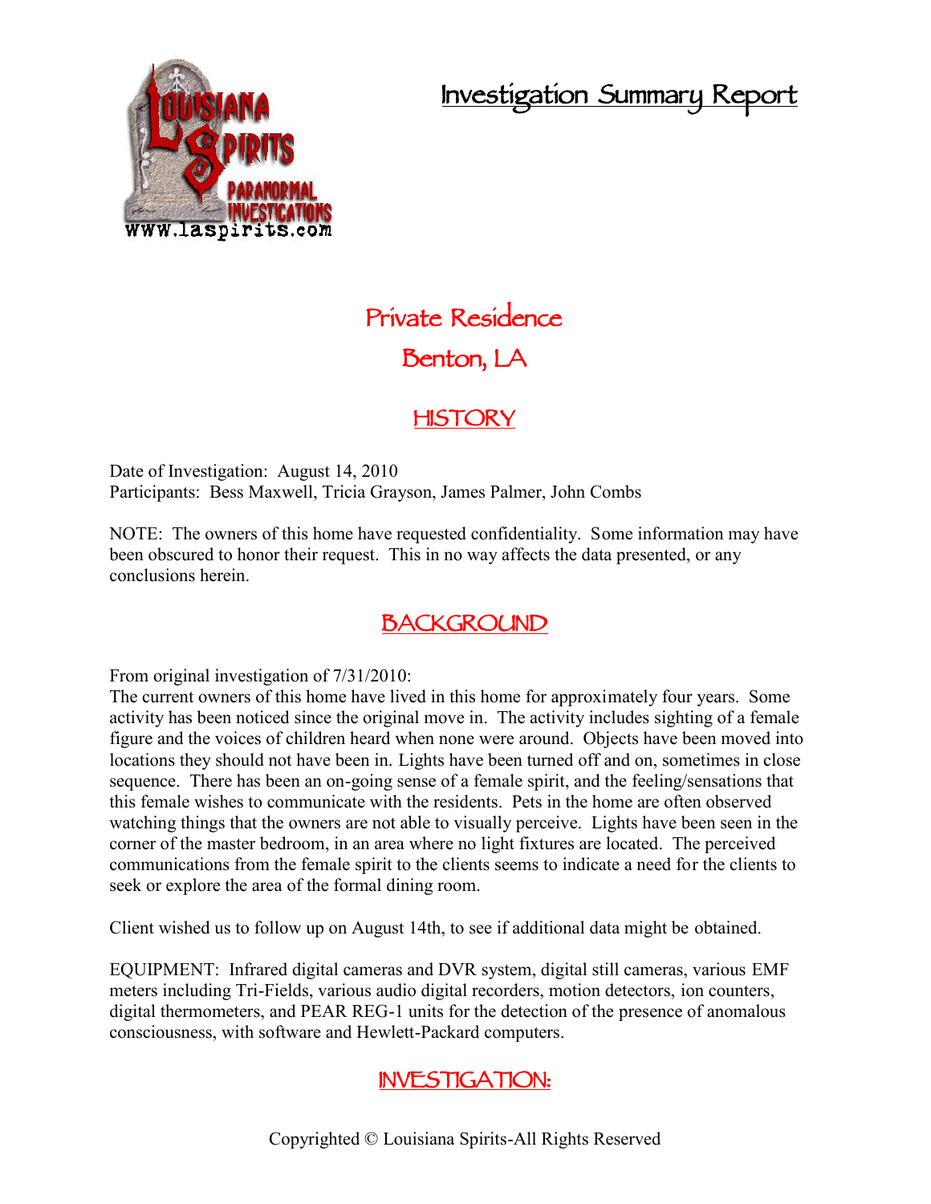# Investigation Summary Report

## Private Residence
## Benton, LA

## HISTORY

Date of Investigation: August 14, 2010
Participants: Bess Maxwell, Tricia Grayson, James Palmer, John Combs

NOTE: The owners of this home have requested confidentiality. Some information may have been obscured to honor their request. This in no way affects the data presented, or any conclusions herein.

## BACKGROUND

From original investigation of 7/31/2010:
The current owners of this home have lived in this home for approximately four years. Some activity has been noticed since the original move in. The activity includes sighting of a female figure and the voices of children heard when none were around. Objects have been moved into locations they should not have been in. Lights have been turned off and on, sometimes in close sequence. There has been an on-going sense of a female spirit, and the feeling/sensations that this female wishes to communicate with the residents. Pets in the home are often observed watching things that the owners are not able to visually perceive. Lights have been seen in the corner of the master bedroom, in an area where no light fixtures are located. The perceived communications from the female spirit to the clients seems to indicate a need for the clients to seek or explore the area of the formal dining room.

Client wished us to follow up on August 14th, to see if additional data might be obtained.

EQUIPMENT: Infrared digital cameras and DVR system, digital still cameras, various EMF meters including Tri-Fields, various audio digital recorders, motion detectors, ion counters, digital thermometers, and PEAR REG-1 units for the detection of the presence of anomalous consciousness, with software and Hewlett-Packard computers.

## INVESTIGATION:

Copyrighted © Louisiana Spirits-All Rights Reserved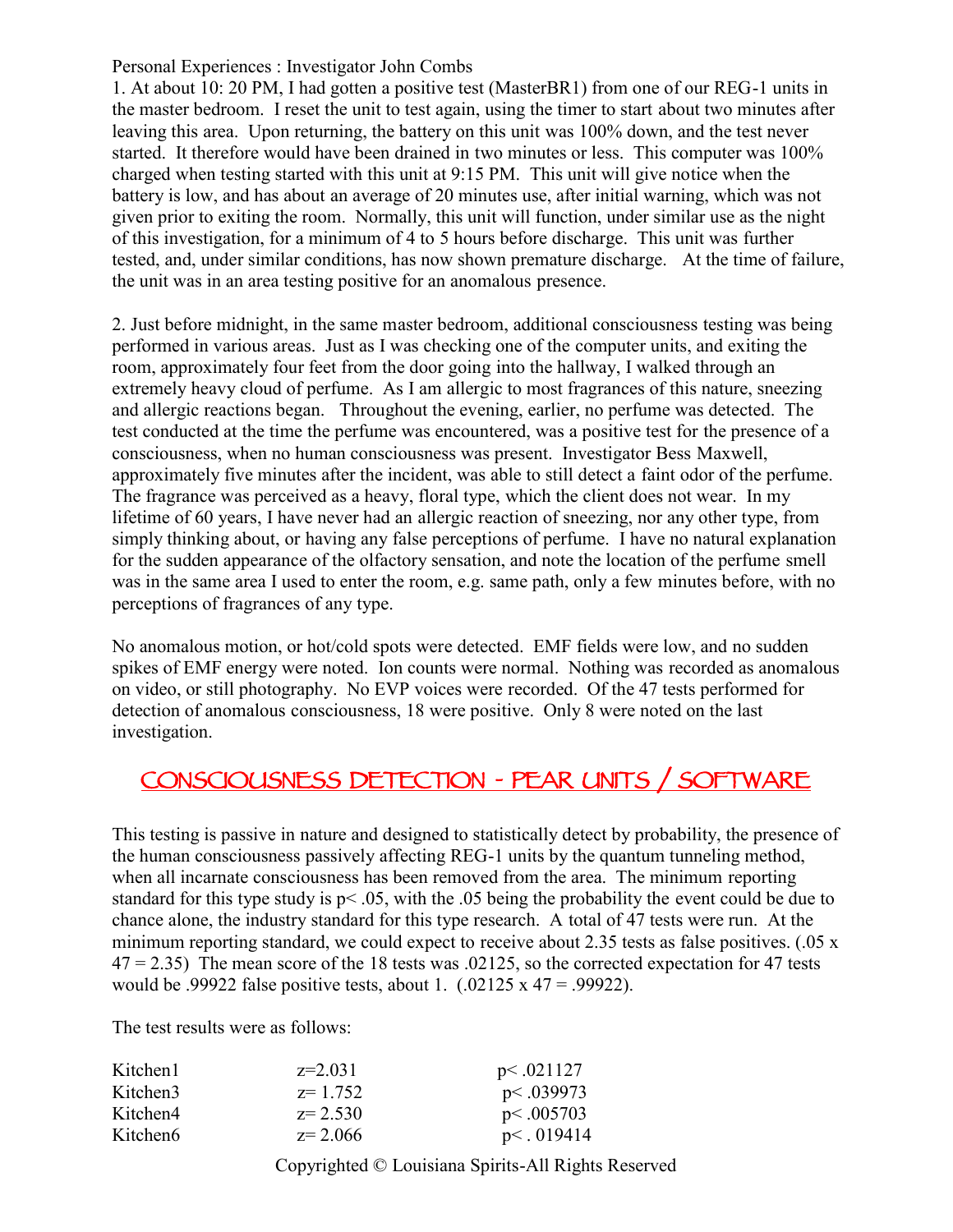Personal Experiences : Investigator John Combs

1. At about 10: 20 PM, I had gotten a positive test (MasterBR1) from one of our REG-1 units in the master bedroom. I reset the unit to test again, using the timer to start about two minutes after leaving this area. Upon returning, the battery on this unit was 100% down, and the test never started. It therefore would have been drained in two minutes or less. This computer was 100% charged when testing started with this unit at 9:15 PM. This unit will give notice when the battery is low, and has about an average of 20 minutes use, after initial warning, which was not given prior to exiting the room. Normally, this unit will function, under similar use as the night of this investigation, for a minimum of 4 to 5 hours before discharge. This unit was further tested, and, under similar conditions, has now shown premature discharge. At the time of failure, the unit was in an area testing positive for an anomalous presence.

2. Just before midnight, in the same master bedroom, additional consciousness testing was being performed in various areas. Just as I was checking one of the computer units, and exiting the room, approximately four feet from the door going into the hallway, I walked through an extremely heavy cloud of perfume. As I am allergic to most fragrances of this nature, sneezing and allergic reactions began. Throughout the evening, earlier, no perfume was detected. The test conducted at the time the perfume was encountered, was a positive test for the presence of a consciousness, when no human consciousness was present. Investigator Bess Maxwell, approximately five minutes after the incident, was able to still detect a faint odor of the perfume. The fragrance was perceived as a heavy, floral type, which the client does not wear. In my lifetime of 60 years, I have never had an allergic reaction of sneezing, nor any other type, from simply thinking about, or having any false perceptions of perfume. I have no natural explanation for the sudden appearance of the olfactory sensation, and note the location of the perfume smell was in the same area I used to enter the room, e.g. same path, only a few minutes before, with no perceptions of fragrances of any type.

No anomalous motion, or hot/cold spots were detected. EMF fields were low, and no sudden spikes of EMF energy were noted. Ion counts were normal. Nothing was recorded as anomalous on video, or still photography. No EVP voices were recorded. Of the 47 tests performed for detection of anomalous consciousness, 18 were positive. Only 8 were noted on the last investigation.

## Consciousness Detection - PEAR Units / Software

This testing is passive in nature and designed to statistically detect by probability, the presence of the human consciousness passively affecting REG-1 units by the quantum tunneling method, when all incarnate consciousness has been removed from the area. The minimum reporting standard for this type study is $p < .05$, with the .05 being the probability the event could be due to chance alone, the industry standard for this type research. A total of 47 tests were run. At the minimum reporting standard, we could expect to receive about 2.35 tests as false positives. ($.05 \times 47 = 2.35$) The mean score of the 18 tests was .02125, so the corrected expectation for 47 tests would be .99922 false positive tests, about 1. ($.02125 \times 47 = .99922$).

The test results were as follows:

| | | |
|---|---|---|
| Kitchen1 | $z=2.031$ | $p < .021127$ |
| Kitchen3 | $z= 1.752$ | $p < .039973$ |
| Kitchen4 | $z= 2.530$ | $p < .005703$ |
| Kitchen6 | $z= 2.066$ | $p < .019414$ |

Copyrighted © Louisiana Spirits-All Rights Reserved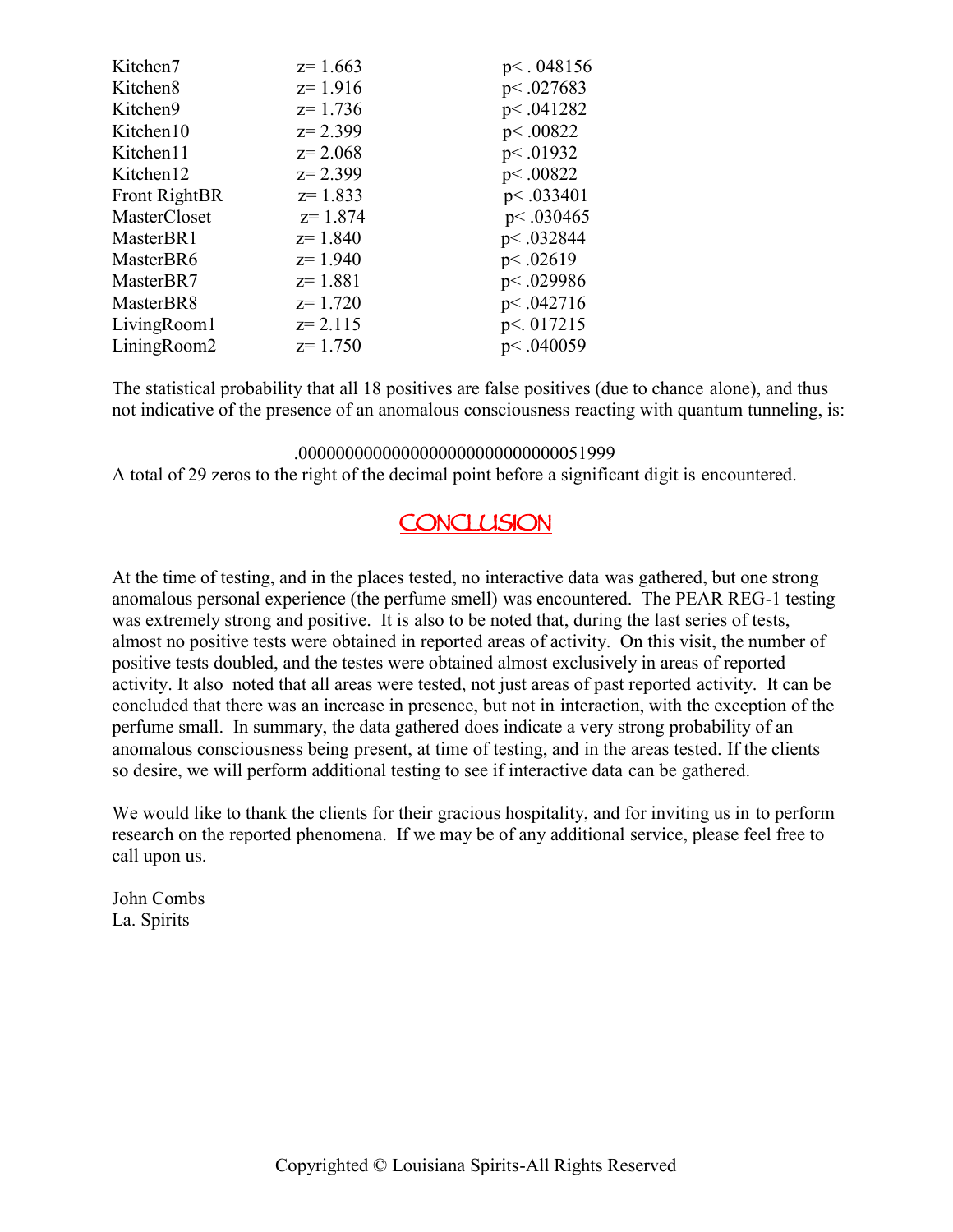| | | |
|---|---|---|
| Kitchen7 | z= 1.663 | p< . 048156 |
| Kitchen8 | z= 1.916 | p< .027683 |
| Kitchen9 | z= 1.736 | p< .041282 |
| Kitchen10 | z= 2.399 | p< .00822 |
| Kitchen11 | z= 2.068 | p< .01932 |
| Kitchen12 | z= 2.399 | p< .00822 |
| Front RightBR | z= 1.833 | p< .033401 |
| MasterCloset | z= 1.874 | p< .030465 |
| MasterBR1 | z= 1.840 | p< .032844 |
| MasterBR6 | z= 1.940 | p< .02619 |
| MasterBR7 | z= 1.881 | p< .029986 |
| MasterBR8 | z= 1.720 | p< .042716 |
| LivingRoom1 | z= 2.115 | p<. 017215 |
| LiningRoom2 | z= 1.750 | p< .040059 |

The statistical probability that all 18 positives are false positives (due to chance alone), and thus not indicative of the presence of an anomalous consciousness reacting with quantum tunneling, is:

.000000000000000000000000000051999

A total of 29 zeros to the right of the decimal point before a significant digit is encountered.

## CONCLUSION

At the time of testing, and in the places tested, no interactive data was gathered, but one strong anomalous personal experience (the perfume smell) was encountered. The PEAR REG-1 testing was extremely strong and positive. It is also to be noted that, during the last series of tests, almost no positive tests were obtained in reported areas of activity. On this visit, the number of positive tests doubled, and the testes were obtained almost exclusively in areas of reported activity. It also noted that all areas were tested, not just areas of past reported activity. It can be concluded that there was an increase in presence, but not in interaction, with the exception of the perfume small. In summary, the data gathered does indicate a very strong probability of an anomalous consciousness being present, at time of testing, and in the areas tested. If the clients so desire, we will perform additional testing to see if interactive data can be gathered.

We would like to thank the clients for their gracious hospitality, and for inviting us in to perform research on the reported phenomena. If we may be of any additional service, please feel free to call upon us.

John Combs
La. Spirits

Copyrighted © Louisiana Spirits-All Rights Reserved